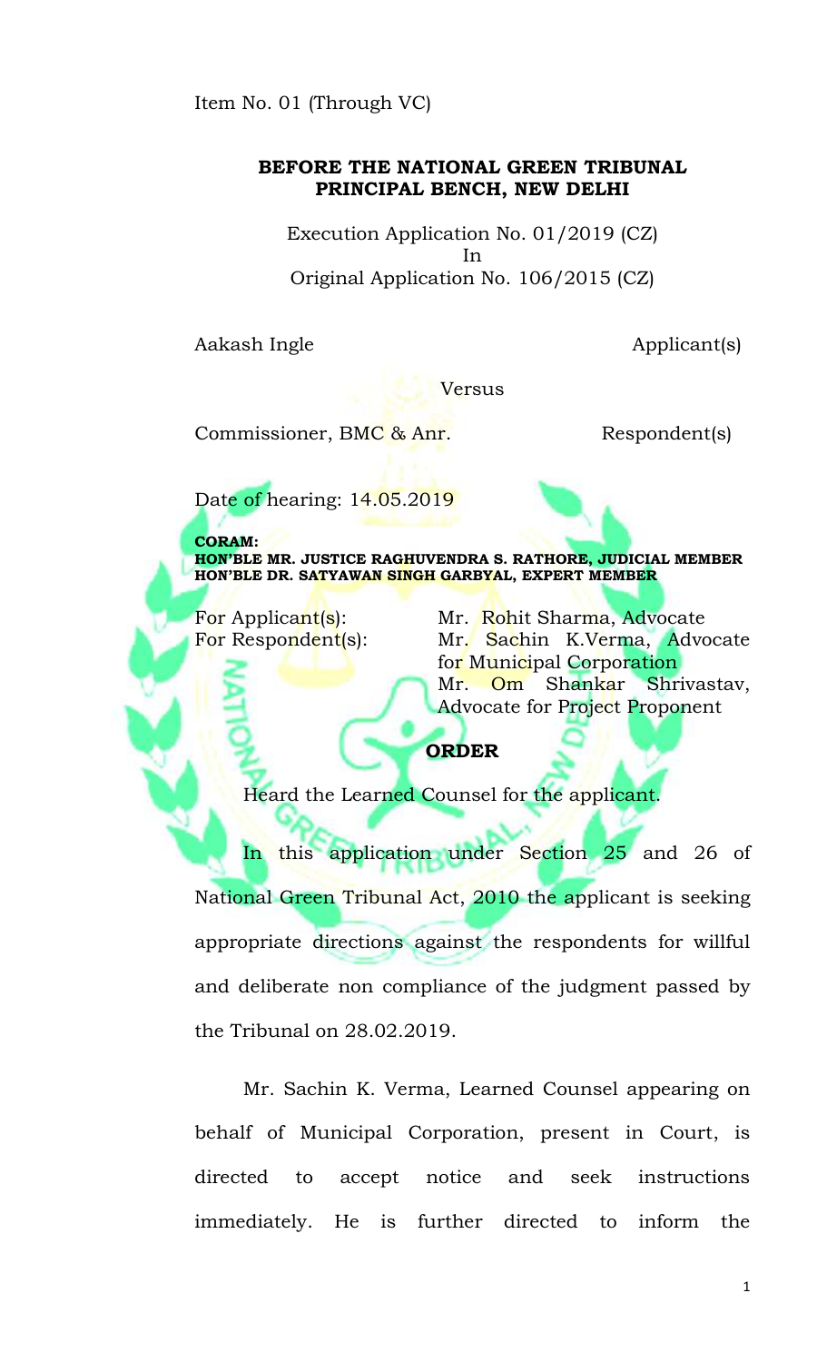Item No. 01 (Through VC)

**BEFORE THE NATIONAL GREEN TRIBUNAL**
**PRINCIPAL BENCH, NEW DELHI**

Execution Application No. 01/2019 (CZ)
In
Original Application No. 106/2015 (CZ)

Aakash Ingle Applicant(s)

Versus

Commissioner, BMC & Anr. Respondent(s)

Date of hearing: 14.05.2019

**CORAM:**
**HON'BLE MR. JUSTICE RAGHUVENDRA S. RATHORE, JUDICIAL MEMBER**
**HON'BLE DR. SATYAWAN SINGH GARBYAL, EXPERT MEMBER**

For Applicant(s): Mr. Rohit Sharma, Advocate
For Respondent(s): Mr. Sachin K.Verma, Advocate for Municipal Corporation
Mr. Om Shankar Shrivastav, Advocate for Project Proponent

**ORDER**

Heard the Learned Counsel for the applicant.

In this application under Section 25 and 26 of National Green Tribunal Act, 2010 the applicant is seeking appropriate directions against the respondents for willful and deliberate non compliance of the judgment passed by the Tribunal on 28.02.2019.

Mr. Sachin K. Verma, Learned Counsel appearing on behalf of Municipal Corporation, present in Court, is directed to accept notice and seek instructions immediately. He is further directed to inform the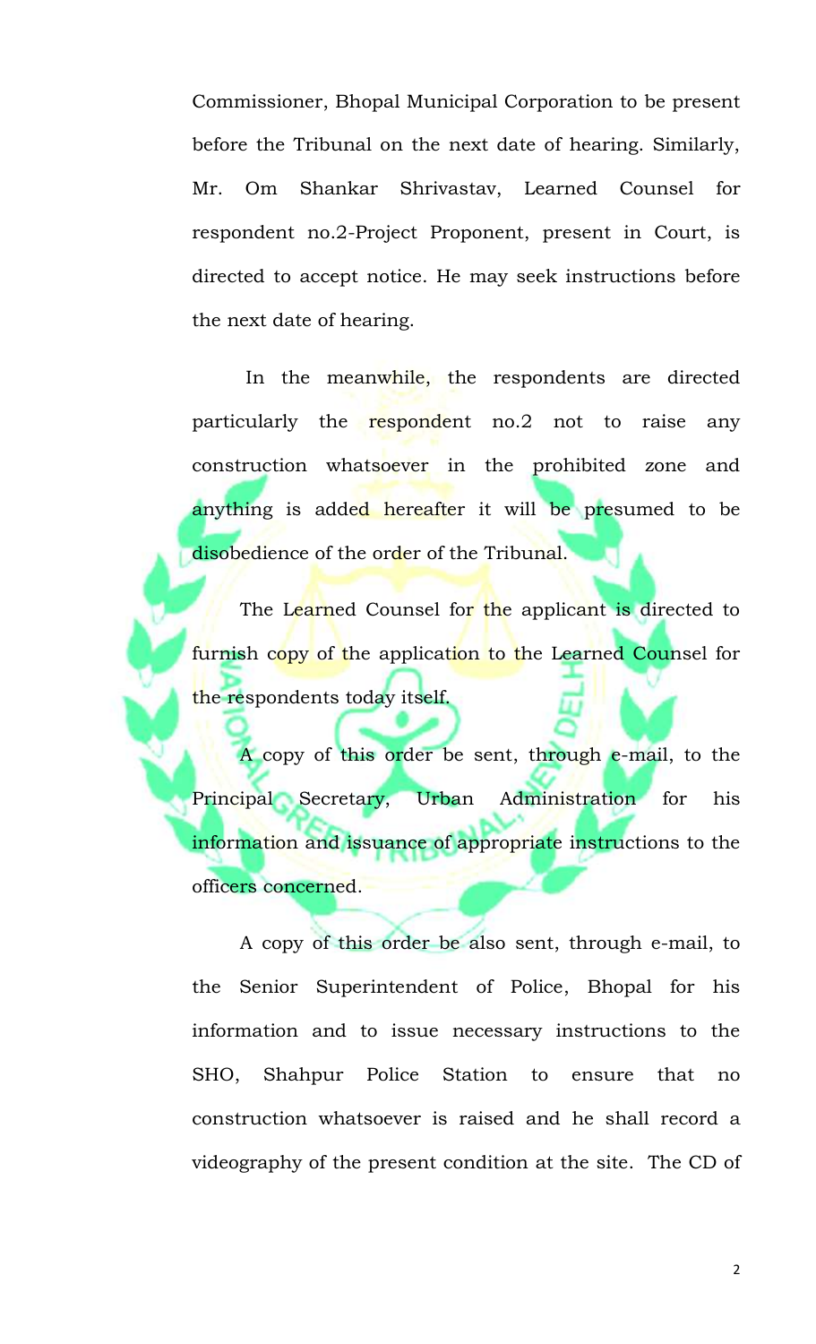Commissioner, Bhopal Municipal Corporation to be present before the Tribunal on the next date of hearing. Similarly, Mr. Om Shankar Shrivastav, Learned Counsel for respondent no.2-Project Proponent, present in Court, is directed to accept notice. He may seek instructions before the next date of hearing.

In the meanwhile, the respondents are directed particularly the respondent no.2 not to raise any construction whatsoever in the prohibited zone and anything is added hereafter it will be presumed to be disobedience of the order of the Tribunal.

The Learned Counsel for the applicant is directed to furnish copy of the application to the Learned Counsel for the respondents today itself.

A copy of this order be sent, through e-mail, to the Principal Secretary, Urban Administration for his information and issuance of appropriate instructions to the officers concerned.

A copy of this order be also sent, through e-mail, to the Senior Superintendent of Police, Bhopal for his information and to issue necessary instructions to the SHO, Shahpur Police Station to ensure that no construction whatsoever is raised and he shall record a videography of the present condition at the site. The CD of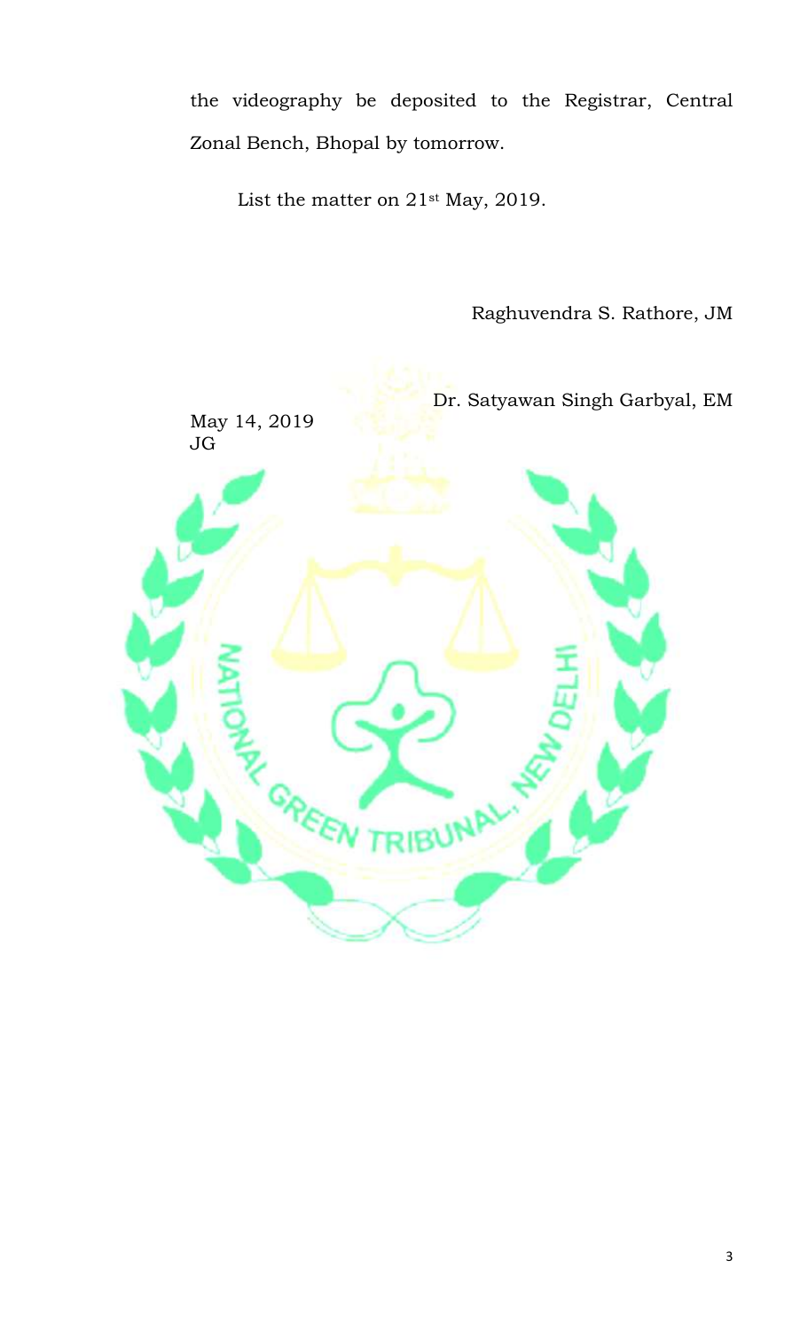the videography be deposited to the Registrar, Central Zonal Bench, Bhopal by tomorrow.

List the matter on 21st May, 2019.

Raghuvendra S. Rathore, JM

Dr. Satyawan Singh Garbyal, EM

May 14, 2019
JG